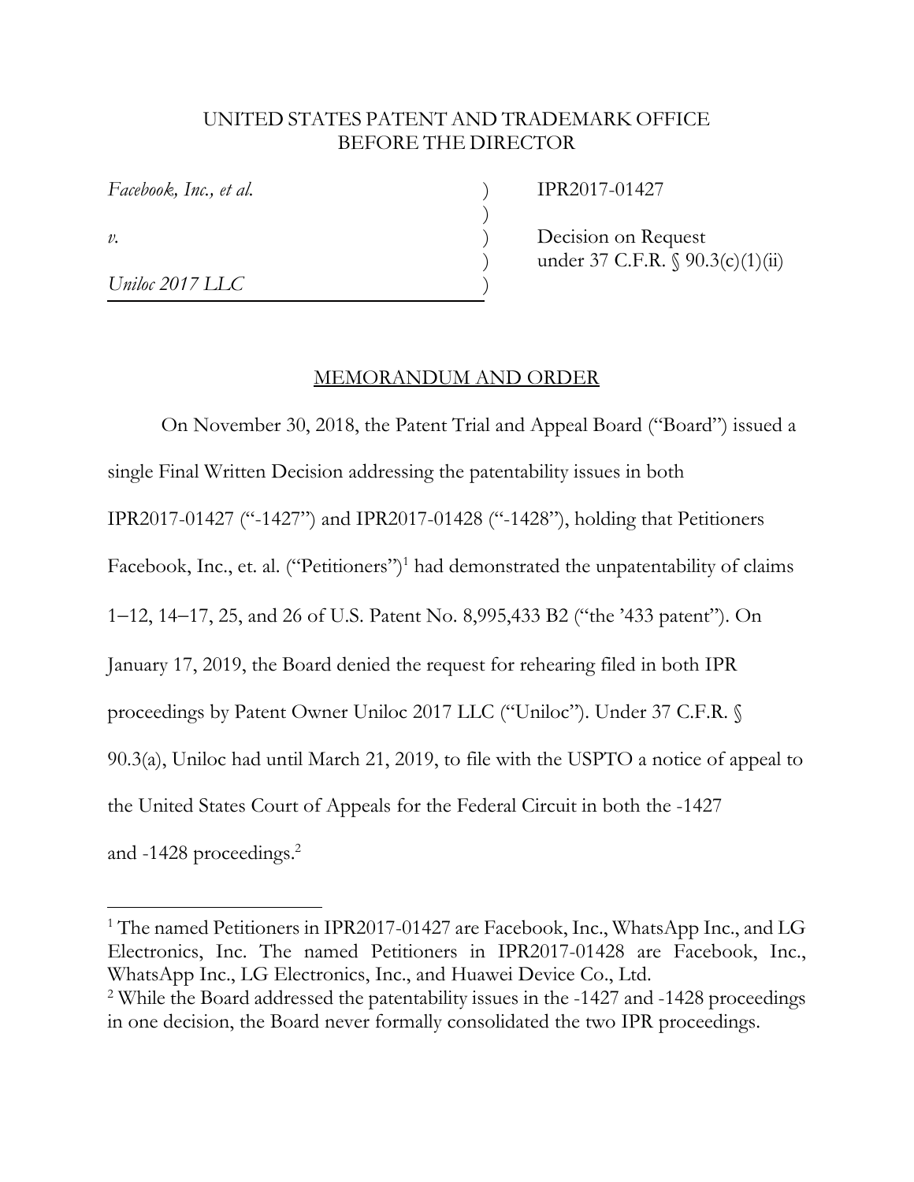UNITED STATES PATENT AND TRADEMARK OFFICE
BEFORE THE DIRECTOR

| | | |
|---|---|---|
| *Facebook, Inc., et al.* | ) | IPR2017-01427 |
| | ) | |
| *v.* | ) | Decision on Request |
| | ) | under 37 C.F.R. § 90.3(c)(1)(ii) |
| *Uniloc 2017 LLC* | ) | |

MEMORANDUM AND ORDER

On November 30, 2018, the Patent Trial and Appeal Board ("Board") issued a single Final Written Decision addressing the patentability issues in both IPR2017-01427 ("-1427") and IPR2017-01428 ("-1428"), holding that Petitioners Facebook, Inc., et. al. ("Petitioners")[1] had demonstrated the unpatentability of claims 1–12, 14–17, 25, and 26 of U.S. Patent No. 8,995,433 B2 ("the '433 patent"). On January 17, 2019, the Board denied the request for rehearing filed in both IPR proceedings by Patent Owner Uniloc 2017 LLC ("Uniloc"). Under 37 C.F.R. § 90.3(a), Uniloc had until March 21, 2019, to file with the USPTO a notice of appeal to the United States Court of Appeals for the Federal Circuit in both the -1427 and -1428 proceedings.[2]

[1] The named Petitioners in IPR2017-01427 are Facebook, Inc., WhatsApp Inc., and LG Electronics, Inc. The named Petitioners in IPR2017-01428 are Facebook, Inc., WhatsApp Inc., LG Electronics, Inc., and Huawei Device Co., Ltd.

[2] While the Board addressed the patentability issues in the -1427 and -1428 proceedings in one decision, the Board never formally consolidated the two IPR proceedings.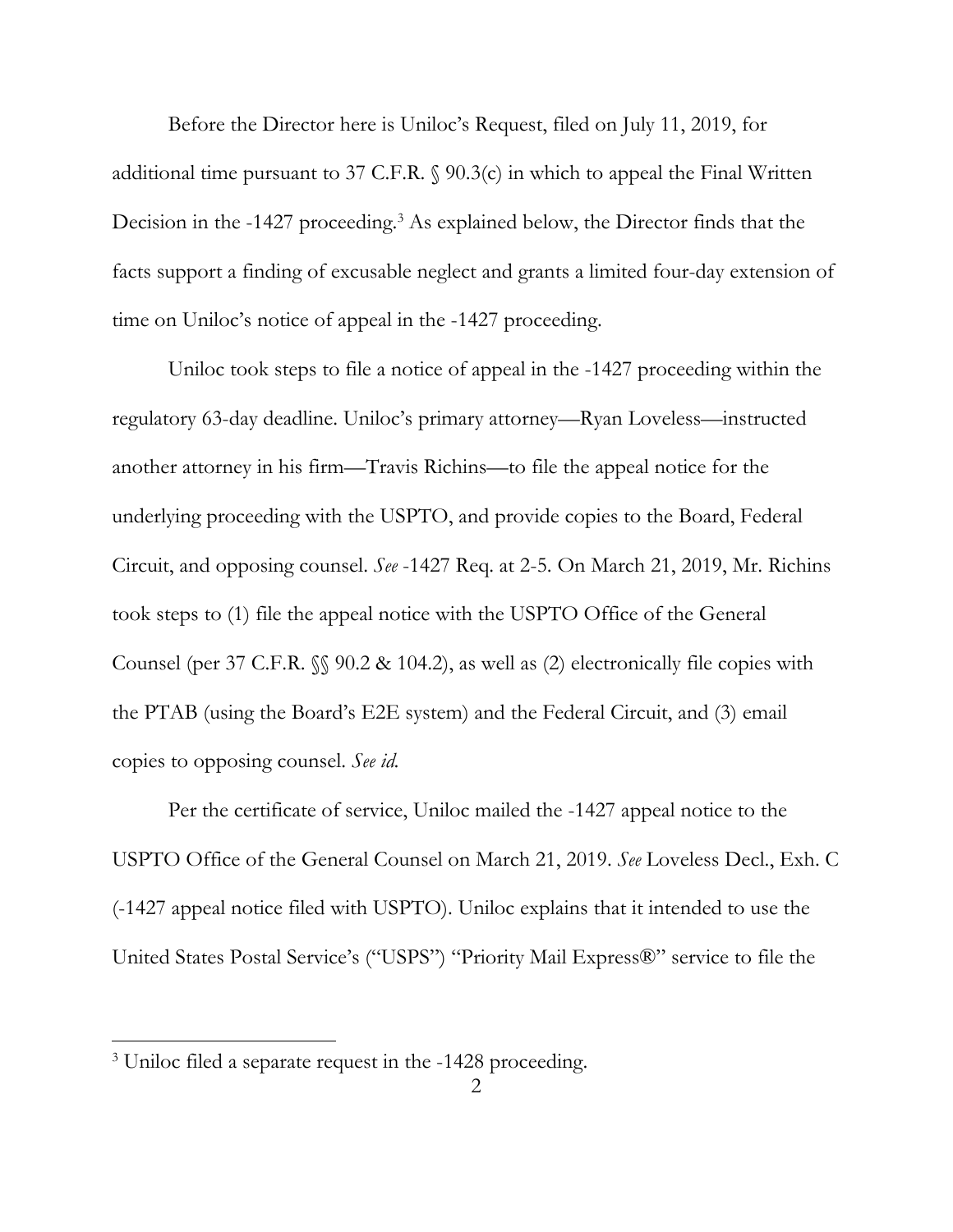Before the Director here is Uniloc's Request, filed on July 11, 2019, for additional time pursuant to 37 C.F.R. § 90.3(c) in which to appeal the Final Written Decision in the -1427 proceeding.[3] As explained below, the Director finds that the facts support a finding of excusable neglect and grants a limited four-day extension of time on Uniloc's notice of appeal in the -1427 proceeding.

Uniloc took steps to file a notice of appeal in the -1427 proceeding within the regulatory 63-day deadline. Uniloc's primary attorney—Ryan Loveless—instructed another attorney in his firm—Travis Richins—to file the appeal notice for the underlying proceeding with the USPTO, and provide copies to the Board, Federal Circuit, and opposing counsel. *See* -1427 Req. at 2-5. On March 21, 2019, Mr. Richins took steps to (1) file the appeal notice with the USPTO Office of the General Counsel (per 37 C.F.R. §§ 90.2 & 104.2), as well as (2) electronically file copies with the PTAB (using the Board's E2E system) and the Federal Circuit, and (3) email copies to opposing counsel. *See id.*

Per the certificate of service, Uniloc mailed the -1427 appeal notice to the USPTO Office of the General Counsel on March 21, 2019. *See* Loveless Decl., Exh. C (-1427 appeal notice filed with USPTO). Uniloc explains that it intended to use the United States Postal Service's ("USPS") "Priority Mail Express®" service to file the

[3] Uniloc filed a separate request in the -1428 proceeding.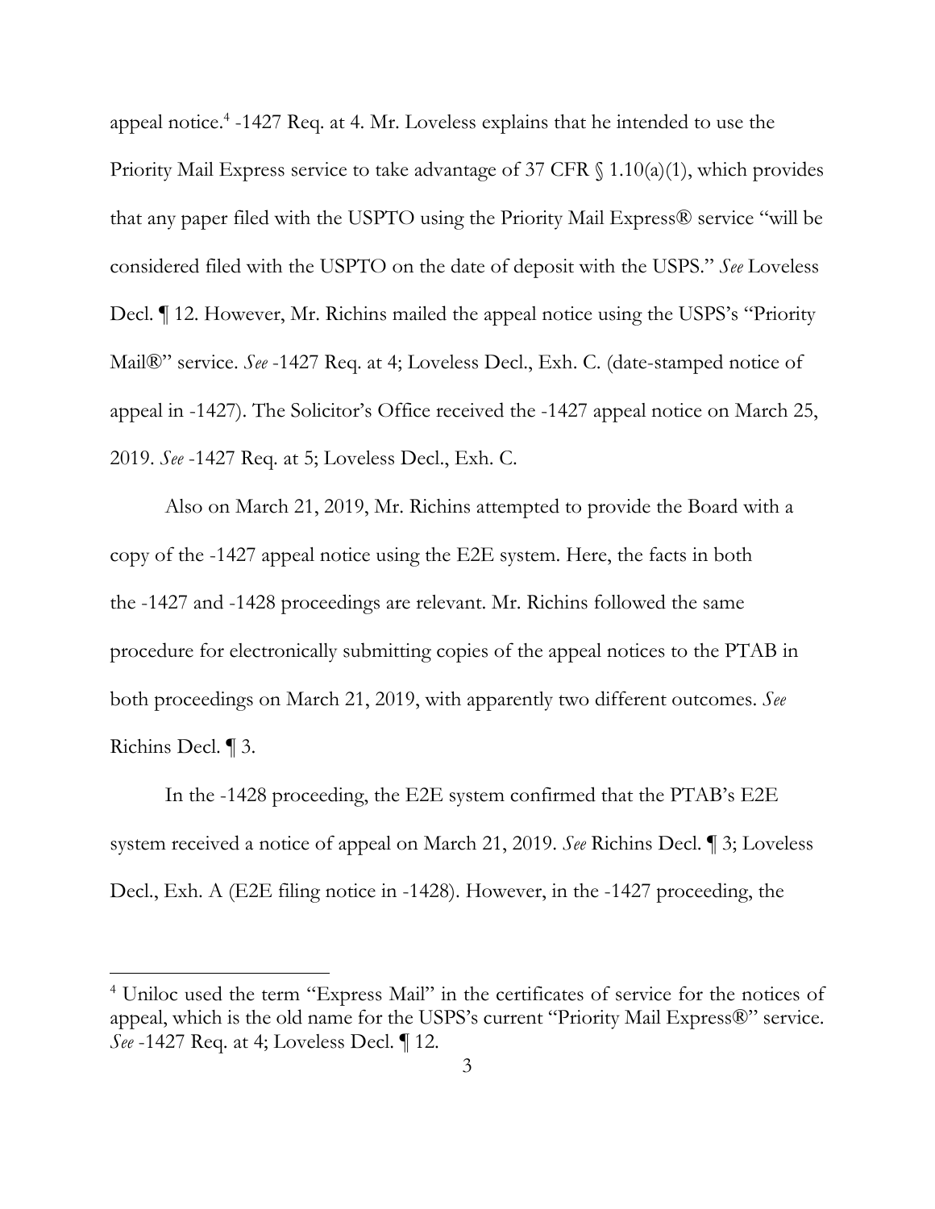appeal notice.[4] -1427 Req. at 4. Mr. Loveless explains that he intended to use the Priority Mail Express service to take advantage of 37 CFR § 1.10(a)(1), which provides that any paper filed with the USPTO using the Priority Mail Express® service "will be considered filed with the USPTO on the date of deposit with the USPS." *See* Loveless Decl. ¶ 12. However, Mr. Richins mailed the appeal notice using the USPS's "Priority Mail®" service. *See* -1427 Req. at 4; Loveless Decl., Exh. C. (date-stamped notice of appeal in -1427). The Solicitor's Office received the -1427 appeal notice on March 25, 2019. *See* -1427 Req. at 5; Loveless Decl., Exh. C.

Also on March 21, 2019, Mr. Richins attempted to provide the Board with a copy of the -1427 appeal notice using the E2E system. Here, the facts in both the -1427 and -1428 proceedings are relevant. Mr. Richins followed the same procedure for electronically submitting copies of the appeal notices to the PTAB in both proceedings on March 21, 2019, with apparently two different outcomes. *See* Richins Decl. ¶ 3.

In the -1428 proceeding, the E2E system confirmed that the PTAB's E2E system received a notice of appeal on March 21, 2019. *See* Richins Decl. ¶ 3; Loveless Decl., Exh. A (E2E filing notice in -1428). However, in the -1427 proceeding, the

---

[4] Uniloc used the term "Express Mail" in the certificates of service for the notices of appeal, which is the old name for the USPS's current "Priority Mail Express®" service. *See* -1427 Req. at 4; Loveless Decl. ¶ 12.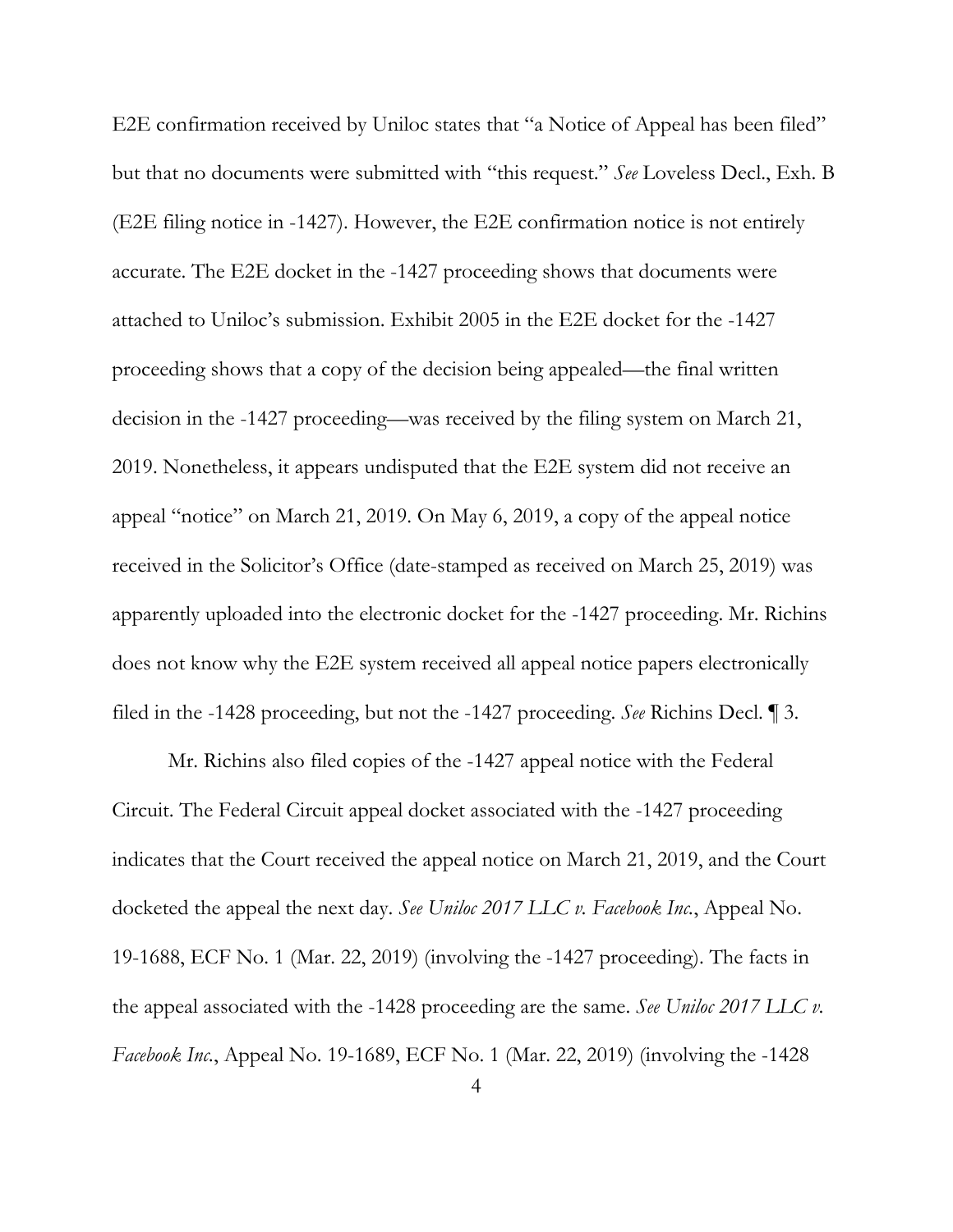E2E confirmation received by Uniloc states that "a Notice of Appeal has been filed" but that no documents were submitted with "this request." *See* Loveless Decl., Exh. B (E2E filing notice in -1427). However, the E2E confirmation notice is not entirely accurate. The E2E docket in the -1427 proceeding shows that documents were attached to Uniloc's submission. Exhibit 2005 in the E2E docket for the -1427 proceeding shows that a copy of the decision being appealed—the final written decision in the -1427 proceeding—was received by the filing system on March 21, 2019. Nonetheless, it appears undisputed that the E2E system did not receive an appeal "notice" on March 21, 2019. On May 6, 2019, a copy of the appeal notice received in the Solicitor's Office (date-stamped as received on March 25, 2019) was apparently uploaded into the electronic docket for the -1427 proceeding. Mr. Richins does not know why the E2E system received all appeal notice papers electronically filed in the -1428 proceeding, but not the -1427 proceeding. *See* Richins Decl. ¶ 3.

Mr. Richins also filed copies of the -1427 appeal notice with the Federal Circuit. The Federal Circuit appeal docket associated with the -1427 proceeding indicates that the Court received the appeal notice on March 21, 2019, and the Court docketed the appeal the next day. *See Uniloc 2017 LLC v. Facebook Inc.*, Appeal No. 19-1688, ECF No. 1 (Mar. 22, 2019) (involving the -1427 proceeding). The facts in the appeal associated with the -1428 proceeding are the same. *See Uniloc 2017 LLC v. Facebook Inc.*, Appeal No. 19-1689, ECF No. 1 (Mar. 22, 2019) (involving the -1428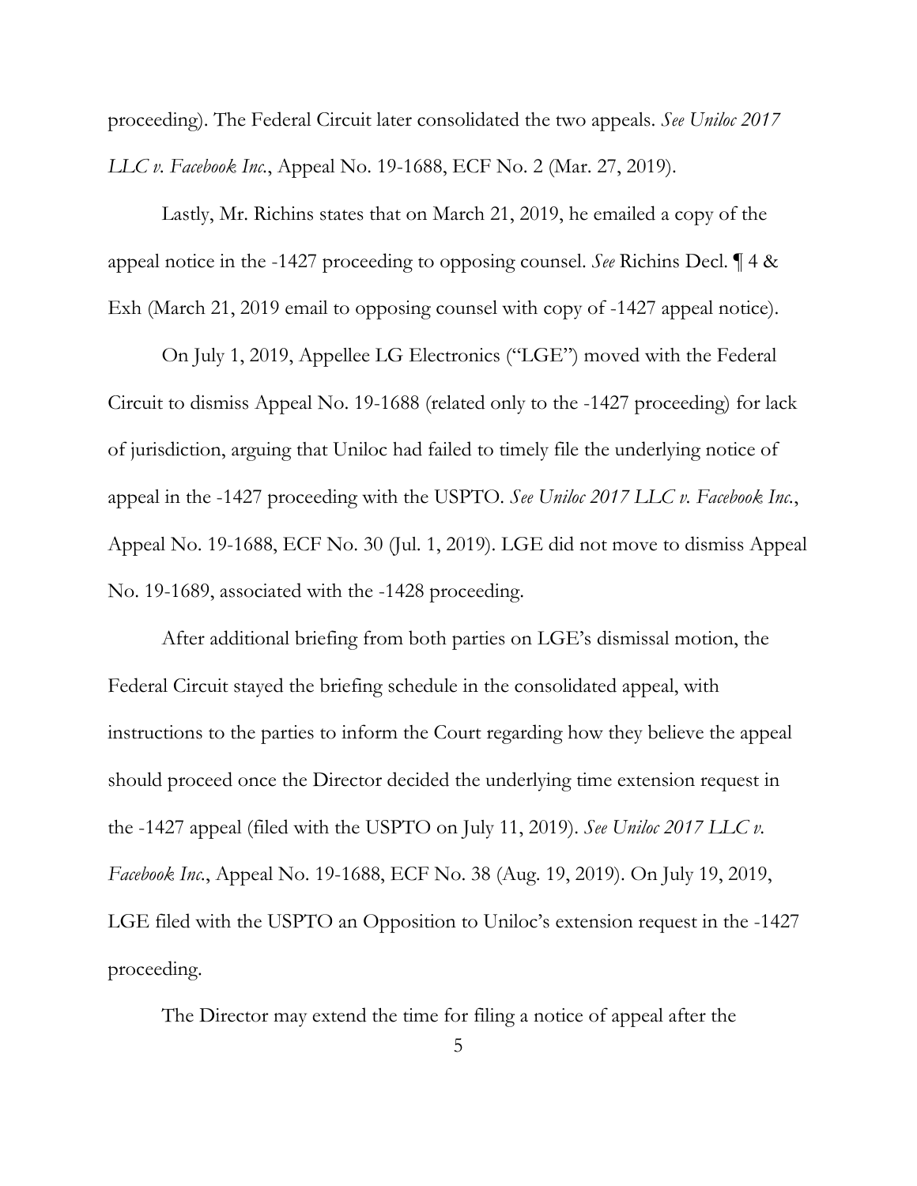proceeding). The Federal Circuit later consolidated the two appeals. *See Uniloc 2017 LLC v. Facebook Inc.*, Appeal No. 19-1688, ECF No. 2 (Mar. 27, 2019).

Lastly, Mr. Richins states that on March 21, 2019, he emailed a copy of the appeal notice in the -1427 proceeding to opposing counsel. *See* Richins Decl. ¶ 4 & Exh (March 21, 2019 email to opposing counsel with copy of -1427 appeal notice).

On July 1, 2019, Appellee LG Electronics ("LGE") moved with the Federal Circuit to dismiss Appeal No. 19-1688 (related only to the -1427 proceeding) for lack of jurisdiction, arguing that Uniloc had failed to timely file the underlying notice of appeal in the -1427 proceeding with the USPTO. *See Uniloc 2017 LLC v. Facebook Inc.*, Appeal No. 19-1688, ECF No. 30 (Jul. 1, 2019). LGE did not move to dismiss Appeal No. 19-1689, associated with the -1428 proceeding.

After additional briefing from both parties on LGE's dismissal motion, the Federal Circuit stayed the briefing schedule in the consolidated appeal, with instructions to the parties to inform the Court regarding how they believe the appeal should proceed once the Director decided the underlying time extension request in the -1427 appeal (filed with the USPTO on July 11, 2019). *See Uniloc 2017 LLC v. Facebook Inc.*, Appeal No. 19-1688, ECF No. 38 (Aug. 19, 2019). On July 19, 2019, LGE filed with the USPTO an Opposition to Uniloc's extension request in the -1427 proceeding.

The Director may extend the time for filing a notice of appeal after the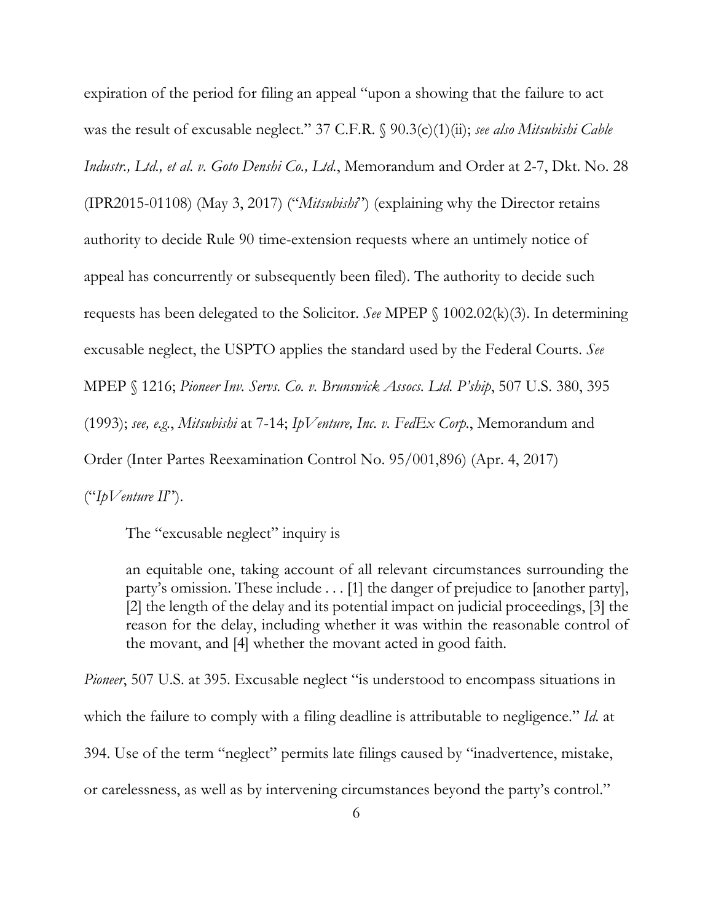expiration of the period for filing an appeal "upon a showing that the failure to act was the result of excusable neglect." 37 C.F.R. § 90.3(c)(1)(ii); *see also Mitsubishi Cable Industr., Ltd., et al. v. Goto Denshi Co., Ltd.*, Memorandum and Order at 2-7, Dkt. No. 28 (IPR2015-01108) (May 3, 2017) ("*Mitsubishi*") (explaining why the Director retains authority to decide Rule 90 time-extension requests where an untimely notice of appeal has concurrently or subsequently been filed). The authority to decide such requests has been delegated to the Solicitor. *See* MPEP § 1002.02(k)(3). In determining excusable neglect, the USPTO applies the standard used by the Federal Courts. *See* MPEP § 1216; *Pioneer Inv. Servs. Co. v. Brunswick Assocs. Ltd. P'ship*, 507 U.S. 380, 395 (1993); *see, e.g.*, *Mitsubishi* at 7-14; *IpVenture, Inc. v. FedEx Corp.*, Memorandum and Order (Inter Partes Reexamination Control No. 95/001,896) (Apr. 4, 2017) ("*IpVenture II*").

The "excusable neglect" inquiry is

> an equitable one, taking account of all relevant circumstances surrounding the party's omission. These include . . . [1] the danger of prejudice to [another party], [2] the length of the delay and its potential impact on judicial proceedings, [3] the reason for the delay, including whether it was within the reasonable control of the movant, and [4] whether the movant acted in good faith.

*Pioneer*, 507 U.S. at 395. Excusable neglect "is understood to encompass situations in which the failure to comply with a filing deadline is attributable to negligence." *Id.* at 394. Use of the term "neglect" permits late filings caused by "inadvertence, mistake, or carelessness, as well as by intervening circumstances beyond the party's control."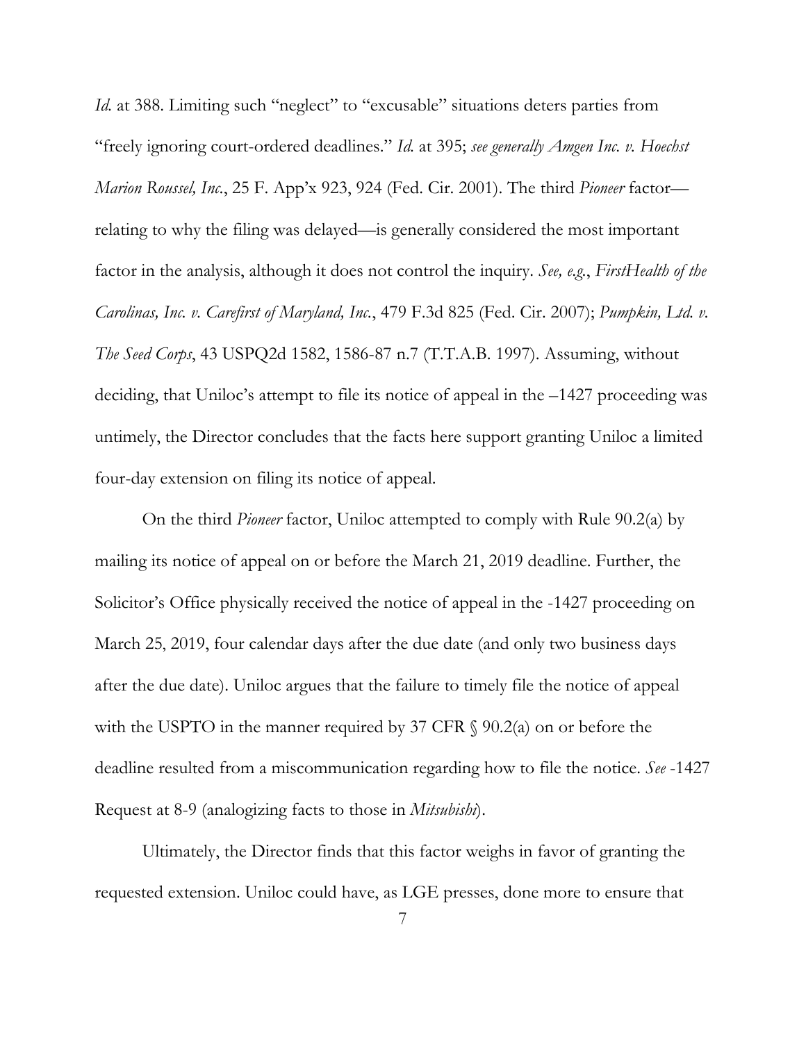*Id.* at 388. Limiting such "neglect" to "excusable" situations deters parties from "freely ignoring court-ordered deadlines." *Id.* at 395; *see generally Amgen Inc. v. Hoechst Marion Roussel, Inc.*, 25 F. App'x 923, 924 (Fed. Cir. 2001). The third *Pioneer* factor—relating to why the filing was delayed—is generally considered the most important factor in the analysis, although it does not control the inquiry. *See, e.g.*, *FirstHealth of the Carolinas, Inc. v. Carefirst of Maryland, Inc.*, 479 F.3d 825 (Fed. Cir. 2007); *Pumpkin, Ltd. v. The Seed Corps*, 43 USPQ2d 1582, 1586-87 n.7 (T.T.A.B. 1997). Assuming, without deciding, that Uniloc's attempt to file its notice of appeal in the –1427 proceeding was untimely, the Director concludes that the facts here support granting Uniloc a limited four-day extension on filing its notice of appeal.

On the third *Pioneer* factor, Uniloc attempted to comply with Rule 90.2(a) by mailing its notice of appeal on or before the March 21, 2019 deadline. Further, the Solicitor's Office physically received the notice of appeal in the -1427 proceeding on March 25, 2019, four calendar days after the due date (and only two business days after the due date). Uniloc argues that the failure to timely file the notice of appeal with the USPTO in the manner required by 37 CFR § 90.2(a) on or before the deadline resulted from a miscommunication regarding how to file the notice. *See* -1427 Request at 8-9 (analogizing facts to those in *Mitsubishi*).

Ultimately, the Director finds that this factor weighs in favor of granting the requested extension. Uniloc could have, as LGE presses, done more to ensure that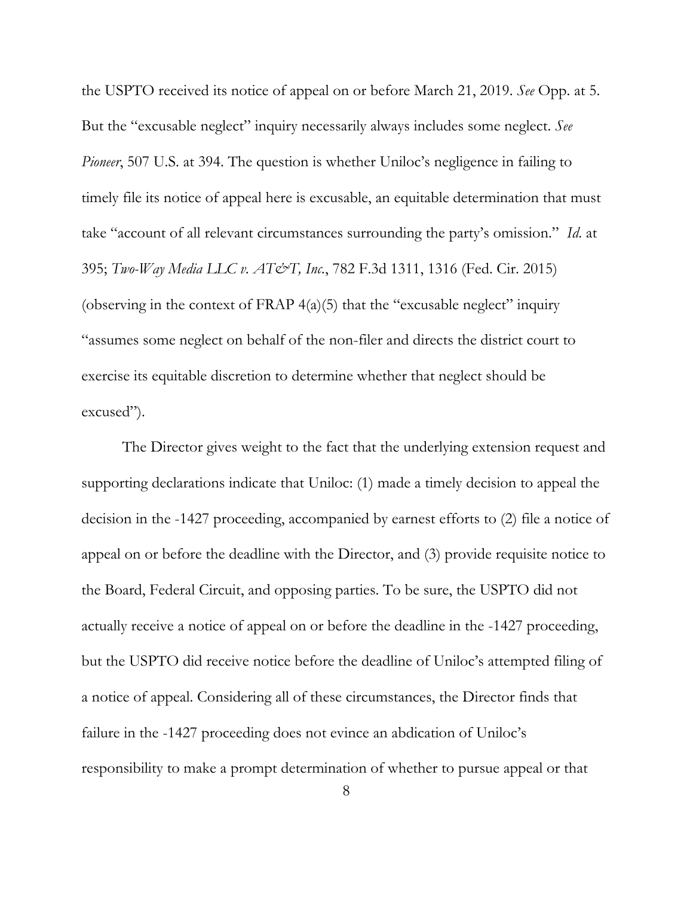the USPTO received its notice of appeal on or before March 21, 2019. *See* Opp. at 5. But the "excusable neglect" inquiry necessarily always includes some neglect. *See Pioneer*, 507 U.S. at 394. The question is whether Uniloc's negligence in failing to timely file its notice of appeal here is excusable, an equitable determination that must take "account of all relevant circumstances surrounding the party's omission." *Id.* at 395; *Two-Way Media LLC v. AT&T, Inc.*, 782 F.3d 1311, 1316 (Fed. Cir. 2015) (observing in the context of FRAP 4(a)(5) that the "excusable neglect" inquiry "assumes some neglect on behalf of the non-filer and directs the district court to exercise its equitable discretion to determine whether that neglect should be excused").

The Director gives weight to the fact that the underlying extension request and supporting declarations indicate that Uniloc: (1) made a timely decision to appeal the decision in the -1427 proceeding, accompanied by earnest efforts to (2) file a notice of appeal on or before the deadline with the Director, and (3) provide requisite notice to the Board, Federal Circuit, and opposing parties. To be sure, the USPTO did not actually receive a notice of appeal on or before the deadline in the -1427 proceeding, but the USPTO did receive notice before the deadline of Uniloc's attempted filing of a notice of appeal. Considering all of these circumstances, the Director finds that failure in the -1427 proceeding does not evince an abdication of Uniloc's responsibility to make a prompt determination of whether to pursue appeal or that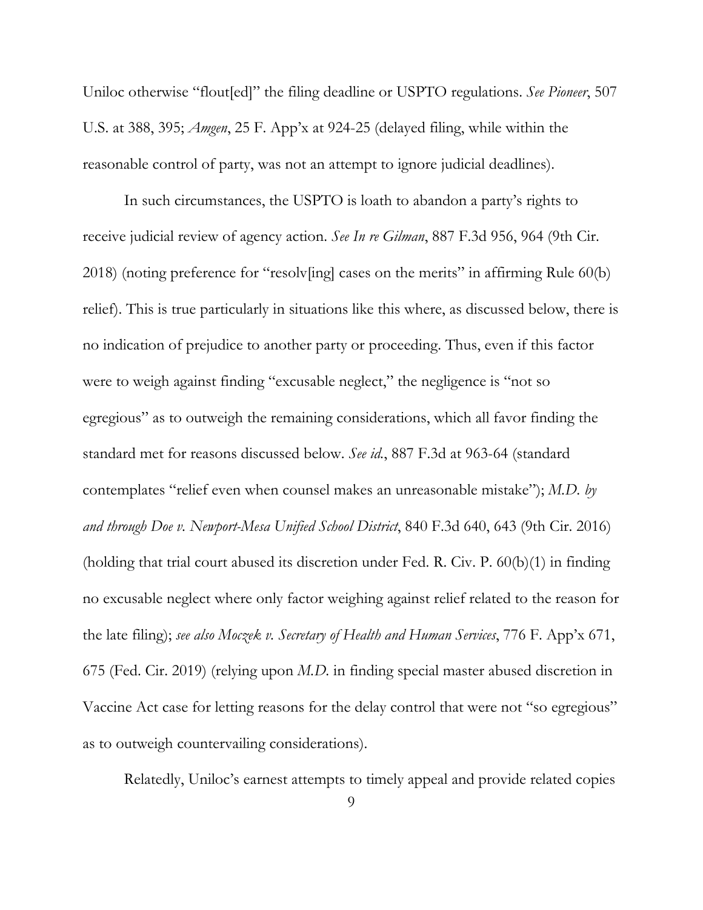Uniloc otherwise "flout[ed]" the filing deadline or USPTO regulations. *See Pioneer*, 507 U.S. at 388, 395; *Amgen*, 25 F. App'x at 924-25 (delayed filing, while within the reasonable control of party, was not an attempt to ignore judicial deadlines).

In such circumstances, the USPTO is loath to abandon a party's rights to receive judicial review of agency action. *See In re Gilman*, 887 F.3d 956, 964 (9th Cir. 2018) (noting preference for "resolv[ing] cases on the merits" in affirming Rule 60(b) relief). This is true particularly in situations like this where, as discussed below, there is no indication of prejudice to another party or proceeding. Thus, even if this factor were to weigh against finding "excusable neglect," the negligence is "not so egregious" as to outweigh the remaining considerations, which all favor finding the standard met for reasons discussed below. *See id.*, 887 F.3d at 963-64 (standard contemplates "relief even when counsel makes an unreasonable mistake"); *M.D. by and through Doe v. Newport-Mesa Unified School District*, 840 F.3d 640, 643 (9th Cir. 2016) (holding that trial court abused its discretion under Fed. R. Civ. P. 60(b)(1) in finding no excusable neglect where only factor weighing against relief related to the reason for the late filing); *see also Moczek v. Secretary of Health and Human Services*, 776 F. App'x 671, 675 (Fed. Cir. 2019) (relying upon *M.D.* in finding special master abused discretion in Vaccine Act case for letting reasons for the delay control that were not "so egregious" as to outweigh countervailing considerations).

Relatedly, Uniloc's earnest attempts to timely appeal and provide related copies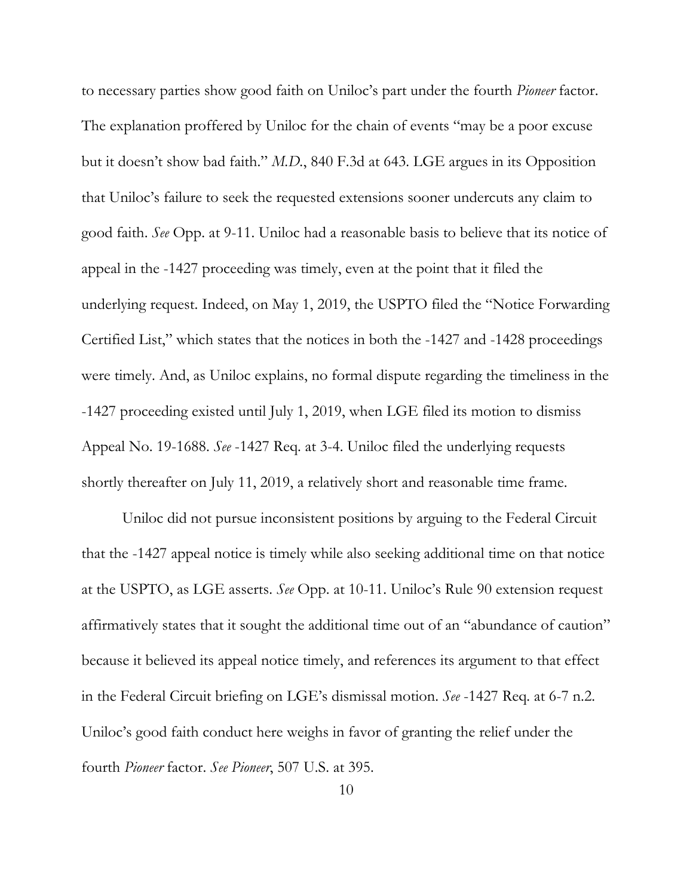to necessary parties show good faith on Uniloc's part under the fourth *Pioneer* factor. The explanation proffered by Uniloc for the chain of events "may be a poor excuse but it doesn't show bad faith." *M.D.*, 840 F.3d at 643. LGE argues in its Opposition that Uniloc's failure to seek the requested extensions sooner undercuts any claim to good faith. *See* Opp. at 9-11. Uniloc had a reasonable basis to believe that its notice of appeal in the -1427 proceeding was timely, even at the point that it filed the underlying request. Indeed, on May 1, 2019, the USPTO filed the "Notice Forwarding Certified List," which states that the notices in both the -1427 and -1428 proceedings were timely. And, as Uniloc explains, no formal dispute regarding the timeliness in the -1427 proceeding existed until July 1, 2019, when LGE filed its motion to dismiss Appeal No. 19-1688. *See* -1427 Req. at 3-4. Uniloc filed the underlying requests shortly thereafter on July 11, 2019, a relatively short and reasonable time frame.

Uniloc did not pursue inconsistent positions by arguing to the Federal Circuit that the -1427 appeal notice is timely while also seeking additional time on that notice at the USPTO, as LGE asserts. *See* Opp. at 10-11. Uniloc's Rule 90 extension request affirmatively states that it sought the additional time out of an "abundance of caution" because it believed its appeal notice timely, and references its argument to that effect in the Federal Circuit briefing on LGE's dismissal motion. *See* -1427 Req. at 6-7 n.2. Uniloc's good faith conduct here weighs in favor of granting the relief under the fourth *Pioneer* factor. *See Pioneer*, 507 U.S. at 395.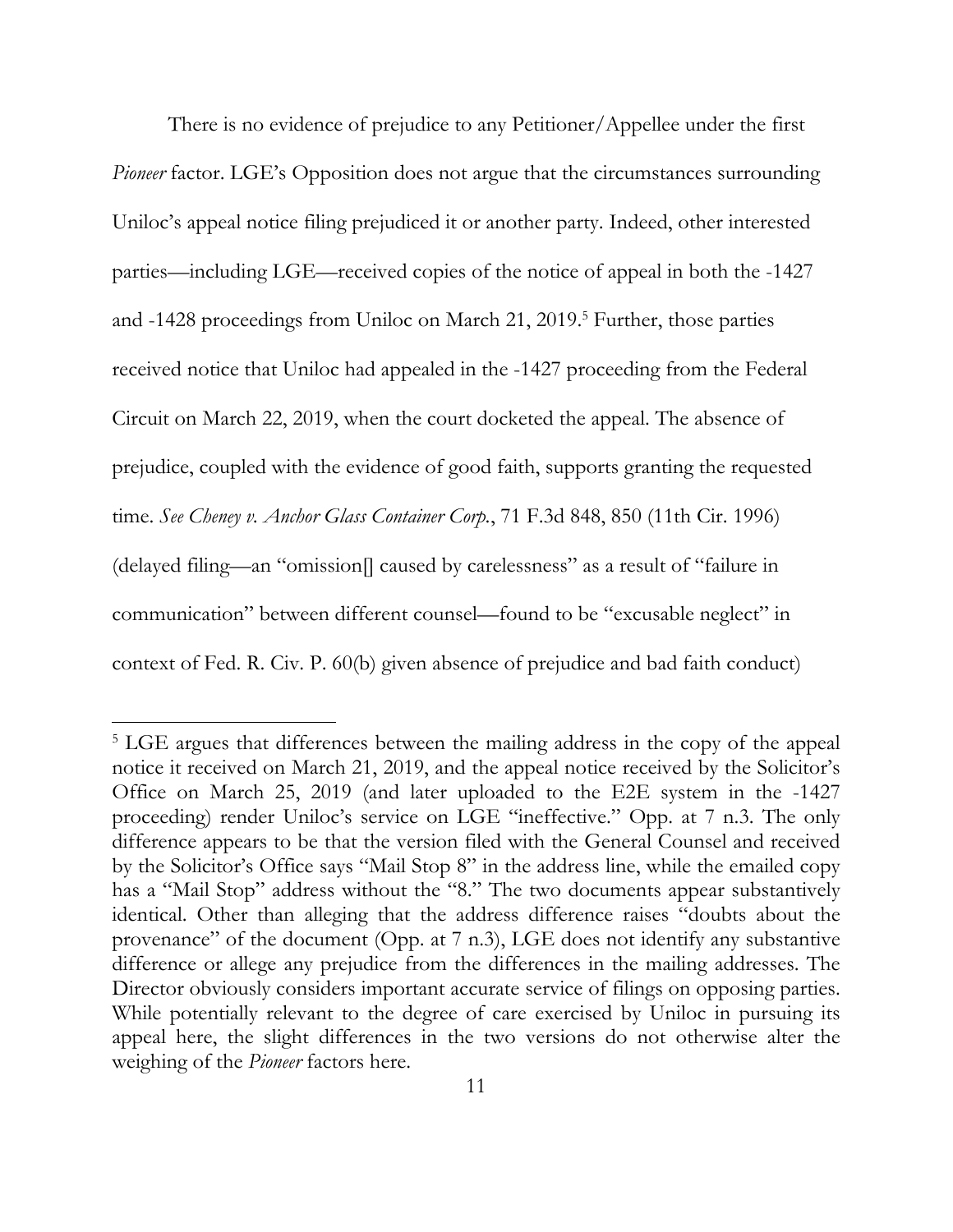There is no evidence of prejudice to any Petitioner/Appellee under the first *Pioneer* factor. LGE's Opposition does not argue that the circumstances surrounding Uniloc's appeal notice filing prejudiced it or another party. Indeed, other interested parties—including LGE—received copies of the notice of appeal in both the -1427 and -1428 proceedings from Uniloc on March 21, 2019.[5] Further, those parties received notice that Uniloc had appealed in the -1427 proceeding from the Federal Circuit on March 22, 2019, when the court docketed the appeal. The absence of prejudice, coupled with the evidence of good faith, supports granting the requested time. *See Cheney v. Anchor Glass Container Corp.*, 71 F.3d 848, 850 (11th Cir. 1996) (delayed filing—an "omission[] caused by carelessness" as a result of "failure in communication" between different counsel—found to be "excusable neglect" in context of Fed. R. Civ. P. 60(b) given absence of prejudice and bad faith conduct)

[5] LGE argues that differences between the mailing address in the copy of the appeal notice it received on March 21, 2019, and the appeal notice received by the Solicitor's Office on March 25, 2019 (and later uploaded to the E2E system in the -1427 proceeding) render Uniloc's service on LGE "ineffective." Opp. at 7 n.3. The only difference appears to be that the version filed with the General Counsel and received by the Solicitor's Office says "Mail Stop 8" in the address line, while the emailed copy has a "Mail Stop" address without the "8." The two documents appear substantively identical. Other than alleging that the address difference raises "doubts about the provenance" of the document (Opp. at 7 n.3), LGE does not identify any substantive difference or allege any prejudice from the differences in the mailing addresses. The Director obviously considers important accurate service of filings on opposing parties. While potentially relevant to the degree of care exercised by Uniloc in pursuing its appeal here, the slight differences in the two versions do not otherwise alter the weighing of the *Pioneer* factors here.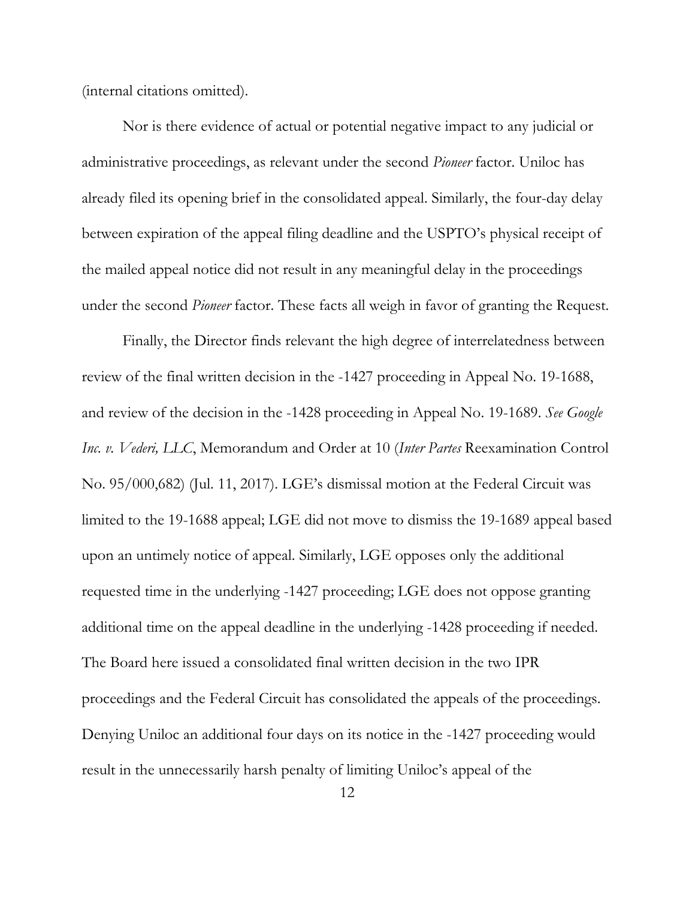(internal citations omitted).

Nor is there evidence of actual or potential negative impact to any judicial or administrative proceedings, as relevant under the second *Pioneer* factor. Uniloc has already filed its opening brief in the consolidated appeal. Similarly, the four-day delay between expiration of the appeal filing deadline and the USPTO's physical receipt of the mailed appeal notice did not result in any meaningful delay in the proceedings under the second *Pioneer* factor. These facts all weigh in favor of granting the Request.

Finally, the Director finds relevant the high degree of interrelatedness between review of the final written decision in the -1427 proceeding in Appeal No. 19-1688, and review of the decision in the -1428 proceeding in Appeal No. 19-1689. *See Google Inc. v. Vederi, LLC*, Memorandum and Order at 10 (*Inter Partes* Reexamination Control No. 95/000,682) (Jul. 11, 2017). LGE's dismissal motion at the Federal Circuit was limited to the 19-1688 appeal; LGE did not move to dismiss the 19-1689 appeal based upon an untimely notice of appeal. Similarly, LGE opposes only the additional requested time in the underlying -1427 proceeding; LGE does not oppose granting additional time on the appeal deadline in the underlying -1428 proceeding if needed. The Board here issued a consolidated final written decision in the two IPR proceedings and the Federal Circuit has consolidated the appeals of the proceedings. Denying Uniloc an additional four days on its notice in the -1427 proceeding would result in the unnecessarily harsh penalty of limiting Uniloc's appeal of the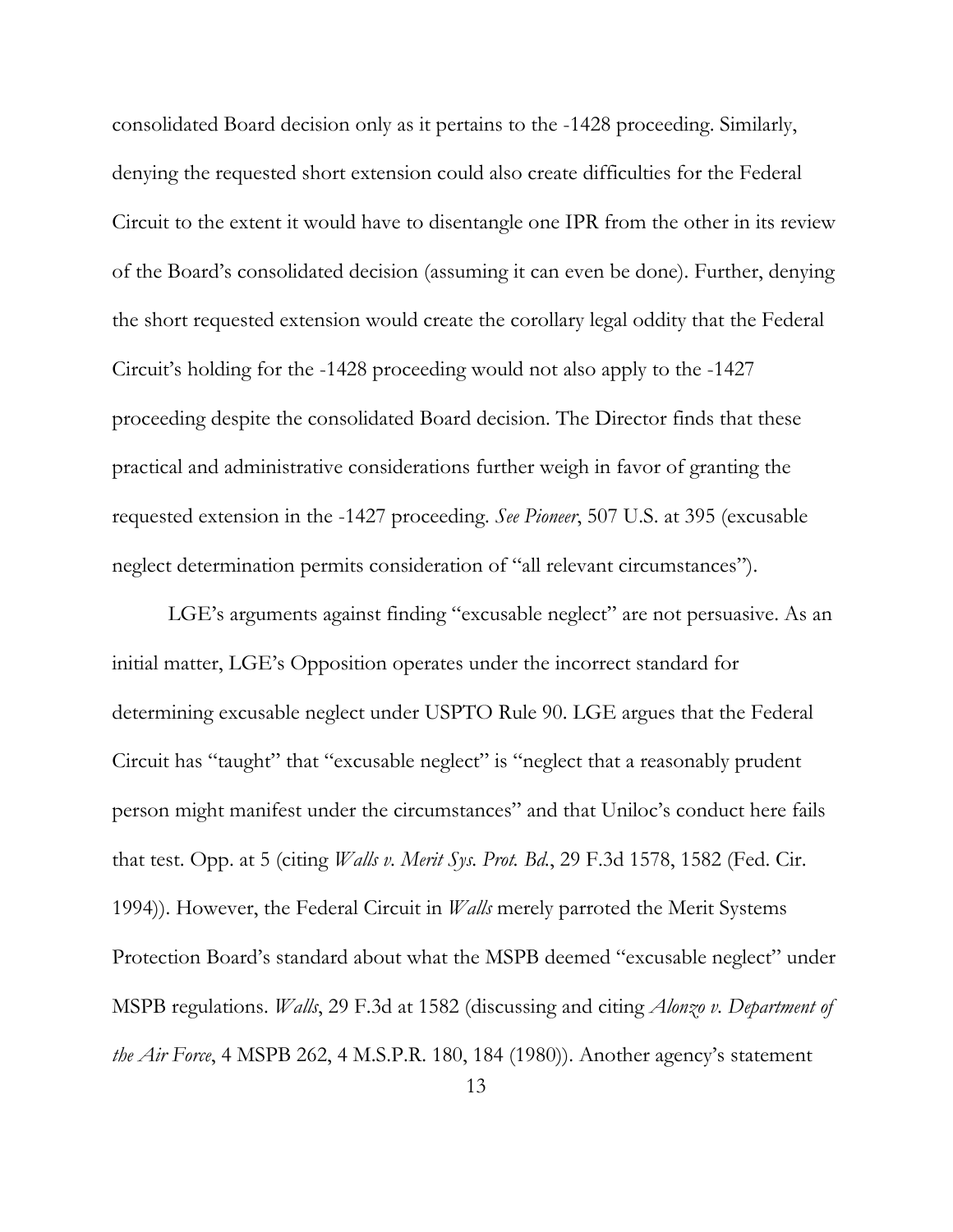consolidated Board decision only as it pertains to the -1428 proceeding. Similarly, denying the requested short extension could also create difficulties for the Federal Circuit to the extent it would have to disentangle one IPR from the other in its review of the Board's consolidated decision (assuming it can even be done). Further, denying the short requested extension would create the corollary legal oddity that the Federal Circuit's holding for the -1428 proceeding would not also apply to the -1427 proceeding despite the consolidated Board decision. The Director finds that these practical and administrative considerations further weigh in favor of granting the requested extension in the -1427 proceeding. *See Pioneer*, 507 U.S. at 395 (excusable neglect determination permits consideration of "all relevant circumstances").

LGE's arguments against finding "excusable neglect" are not persuasive. As an initial matter, LGE's Opposition operates under the incorrect standard for determining excusable neglect under USPTO Rule 90. LGE argues that the Federal Circuit has "taught" that "excusable neglect" is "neglect that a reasonably prudent person might manifest under the circumstances" and that Uniloc's conduct here fails that test. Opp. at 5 (citing *Walls v. Merit Sys. Prot. Bd.*, 29 F.3d 1578, 1582 (Fed. Cir. 1994)). However, the Federal Circuit in *Walls* merely parroted the Merit Systems Protection Board's standard about what the MSPB deemed "excusable neglect" under MSPB regulations. *Walls*, 29 F.3d at 1582 (discussing and citing *Alonzo v. Department of the Air Force*, 4 MSPB 262, 4 M.S.P.R. 180, 184 (1980)). Another agency's statement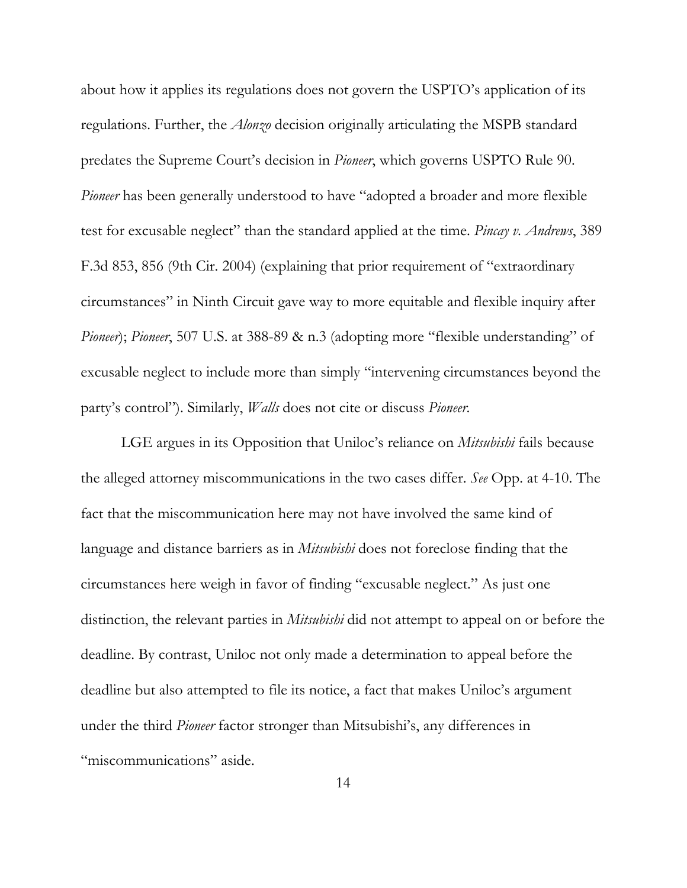about how it applies its regulations does not govern the USPTO's application of its regulations. Further, the *Alonzo* decision originally articulating the MSPB standard predates the Supreme Court's decision in *Pioneer*, which governs USPTO Rule 90. *Pioneer* has been generally understood to have "adopted a broader and more flexible test for excusable neglect" than the standard applied at the time. *Pincay v. Andrews*, 389 F.3d 853, 856 (9th Cir. 2004) (explaining that prior requirement of "extraordinary circumstances" in Ninth Circuit gave way to more equitable and flexible inquiry after *Pioneer*); *Pioneer*, 507 U.S. at 388-89 & n.3 (adopting more "flexible understanding" of excusable neglect to include more than simply "intervening circumstances beyond the party's control"). Similarly, *Walls* does not cite or discuss *Pioneer*.

LGE argues in its Opposition that Uniloc's reliance on *Mitsubishi* fails because the alleged attorney miscommunications in the two cases differ. *See* Opp. at 4-10. The fact that the miscommunication here may not have involved the same kind of language and distance barriers as in *Mitsubishi* does not foreclose finding that the circumstances here weigh in favor of finding "excusable neglect." As just one distinction, the relevant parties in *Mitsubishi* did not attempt to appeal on or before the deadline. By contrast, Uniloc not only made a determination to appeal before the deadline but also attempted to file its notice, a fact that makes Uniloc's argument under the third *Pioneer* factor stronger than Mitsubishi's, any differences in "miscommunications" aside.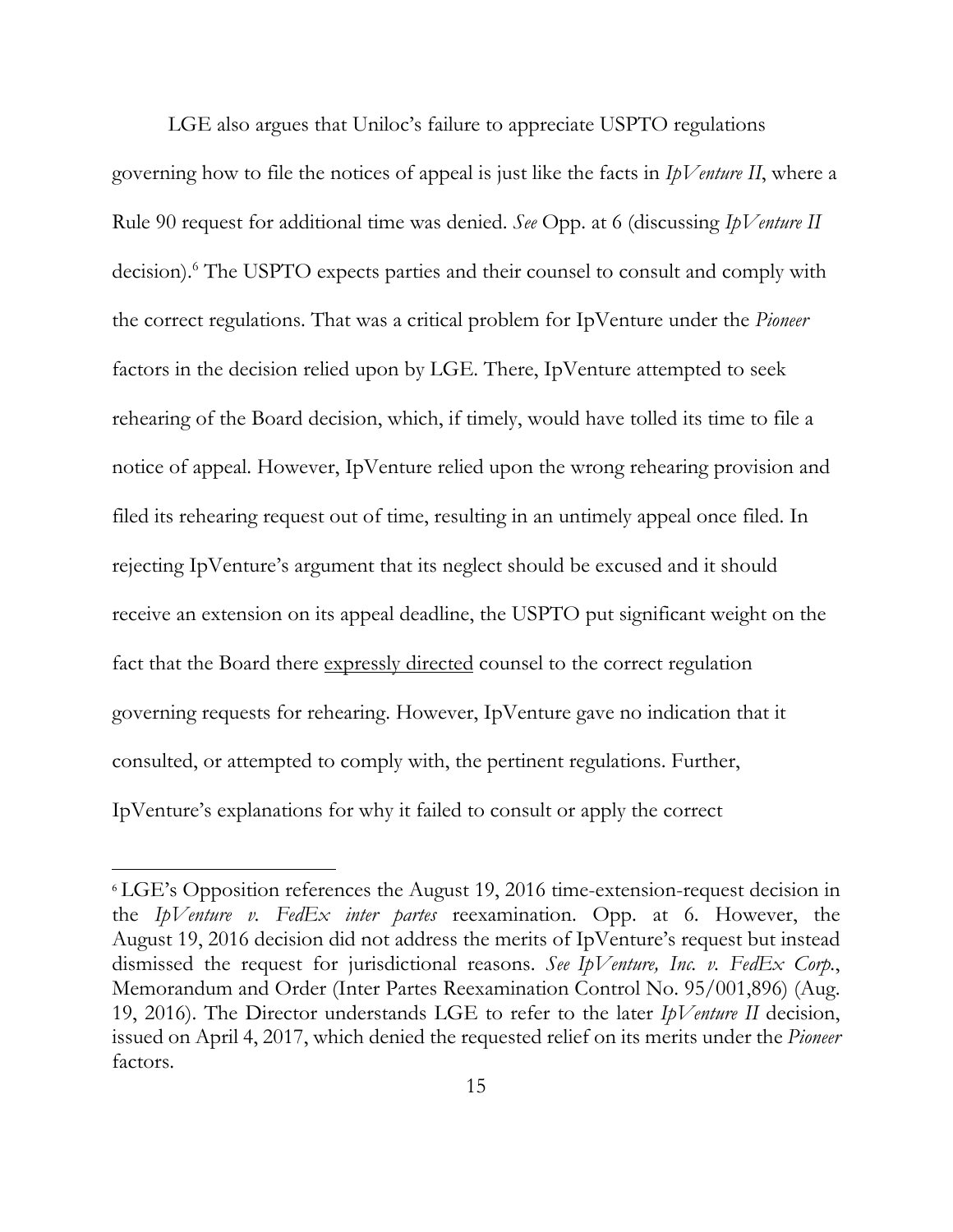LGE also argues that Uniloc's failure to appreciate USPTO regulations governing how to file the notices of appeal is just like the facts in *IpVenture II*, where a Rule 90 request for additional time was denied. *See* Opp. at 6 (discussing *IpVenture II* decision).[6] The USPTO expects parties and their counsel to consult and comply with the correct regulations. That was a critical problem for IpVenture under the *Pioneer* factors in the decision relied upon by LGE. There, IpVenture attempted to seek rehearing of the Board decision, which, if timely, would have tolled its time to file a notice of appeal. However, IpVenture relied upon the wrong rehearing provision and filed its rehearing request out of time, resulting in an untimely appeal once filed. In rejecting IpVenture's argument that its neglect should be excused and it should receive an extension on its appeal deadline, the USPTO put significant weight on the fact that the Board there <u>expressly directed</u> counsel to the correct regulation governing requests for rehearing. However, IpVenture gave no indication that it consulted, or attempted to comply with, the pertinent regulations. Further, IpVenture's explanations for why it failed to consult or apply the correct

---

[6] LGE's Opposition references the August 19, 2016 time-extension-request decision in the *IpVenture v. FedEx inter partes* reexamination. Opp. at 6. However, the August 19, 2016 decision did not address the merits of IpVenture's request but instead dismissed the request for jurisdictional reasons. *See IpVenture, Inc. v. FedEx Corp.*, Memorandum and Order (Inter Partes Reexamination Control No. 95/001,896) (Aug. 19, 2016). The Director understands LGE to refer to the later *IpVenture II* decision, issued on April 4, 2017, which denied the requested relief on its merits under the *Pioneer* factors.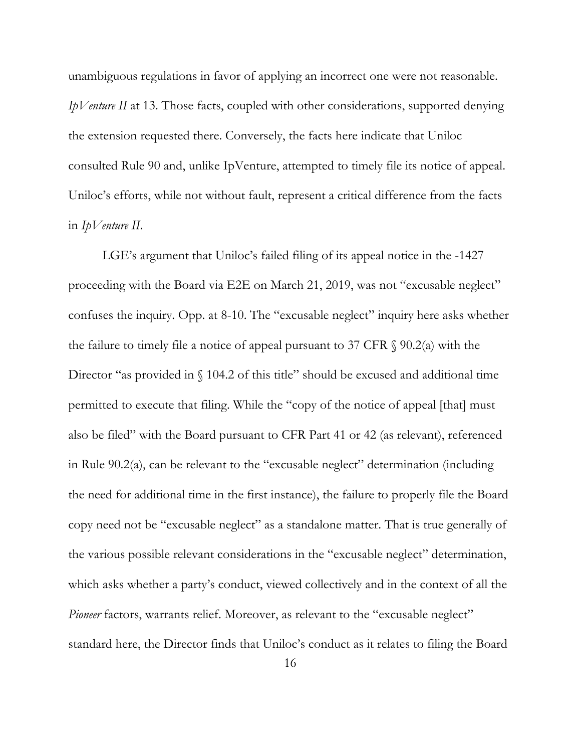unambiguous regulations in favor of applying an incorrect one were not reasonable. *IpVenture II* at 13. Those facts, coupled with other considerations, supported denying the extension requested there. Conversely, the facts here indicate that Uniloc consulted Rule 90 and, unlike IpVenture, attempted to timely file its notice of appeal. Uniloc's efforts, while not without fault, represent a critical difference from the facts in *IpVenture II*.

LGE's argument that Uniloc's failed filing of its appeal notice in the -1427 proceeding with the Board via E2E on March 21, 2019, was not "excusable neglect" confuses the inquiry. Opp. at 8-10. The "excusable neglect" inquiry here asks whether the failure to timely file a notice of appeal pursuant to 37 CFR § 90.2(a) with the Director "as provided in § 104.2 of this title" should be excused and additional time permitted to execute that filing. While the "copy of the notice of appeal [that] must also be filed" with the Board pursuant to CFR Part 41 or 42 (as relevant), referenced in Rule 90.2(a), can be relevant to the "excusable neglect" determination (including the need for additional time in the first instance), the failure to properly file the Board copy need not be "excusable neglect" as a standalone matter. That is true generally of the various possible relevant considerations in the "excusable neglect" determination, which asks whether a party's conduct, viewed collectively and in the context of all the *Pioneer* factors, warrants relief. Moreover, as relevant to the "excusable neglect" standard here, the Director finds that Uniloc's conduct as it relates to filing the Board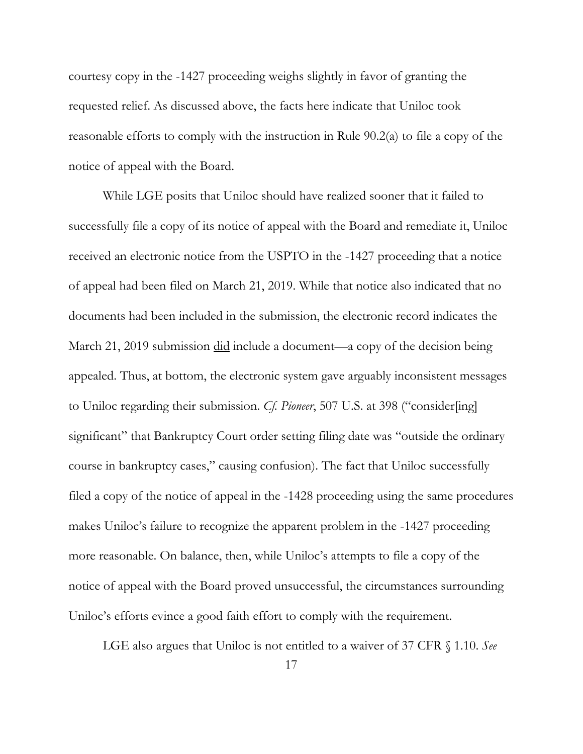courtesy copy in the -1427 proceeding weighs slightly in favor of granting the requested relief. As discussed above, the facts here indicate that Uniloc took reasonable efforts to comply with the instruction in Rule 90.2(a) to file a copy of the notice of appeal with the Board.

While LGE posits that Uniloc should have realized sooner that it failed to successfully file a copy of its notice of appeal with the Board and remediate it, Uniloc received an electronic notice from the USPTO in the -1427 proceeding that a notice of appeal had been filed on March 21, 2019. While that notice also indicated that no documents had been included in the submission, the electronic record indicates the March 21, 2019 submission <u>did</u> include a document—a copy of the decision being appealed. Thus, at bottom, the electronic system gave arguably inconsistent messages to Uniloc regarding their submission. *Cf. Pioneer*, 507 U.S. at 398 ("consider[ing] significant" that Bankruptcy Court order setting filing date was "outside the ordinary course in bankruptcy cases," causing confusion). The fact that Uniloc successfully filed a copy of the notice of appeal in the -1428 proceeding using the same procedures makes Uniloc's failure to recognize the apparent problem in the -1427 proceeding more reasonable. On balance, then, while Uniloc's attempts to file a copy of the notice of appeal with the Board proved unsuccessful, the circumstances surrounding Uniloc's efforts evince a good faith effort to comply with the requirement.

LGE also argues that Uniloc is not entitled to a waiver of 37 CFR § 1.10. *See*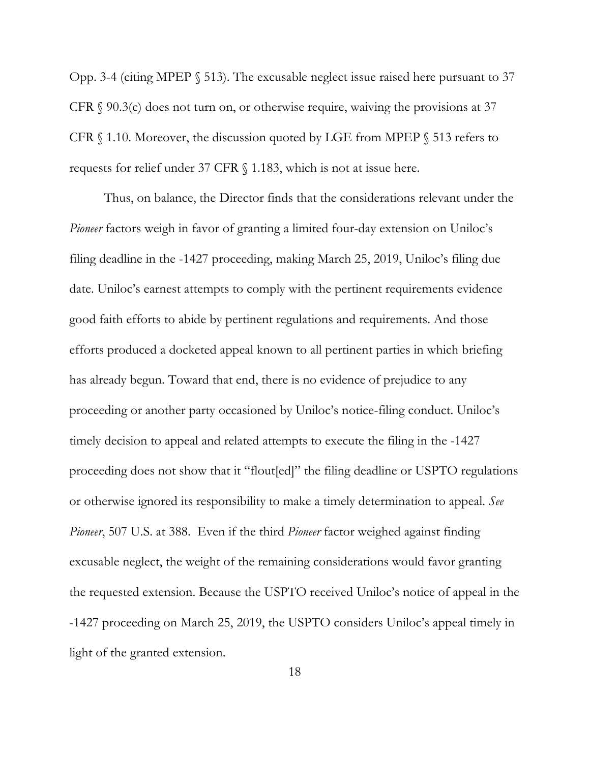Opp. 3-4 (citing MPEP § 513). The excusable neglect issue raised here pursuant to 37 CFR § 90.3(c) does not turn on, or otherwise require, waiving the provisions at 37 CFR § 1.10. Moreover, the discussion quoted by LGE from MPEP § 513 refers to requests for relief under 37 CFR § 1.183, which is not at issue here.

Thus, on balance, the Director finds that the considerations relevant under the *Pioneer* factors weigh in favor of granting a limited four-day extension on Uniloc's filing deadline in the -1427 proceeding, making March 25, 2019, Uniloc's filing due date. Uniloc's earnest attempts to comply with the pertinent requirements evidence good faith efforts to abide by pertinent regulations and requirements. And those efforts produced a docketed appeal known to all pertinent parties in which briefing has already begun. Toward that end, there is no evidence of prejudice to any proceeding or another party occasioned by Uniloc's notice-filing conduct. Uniloc's timely decision to appeal and related attempts to execute the filing in the -1427 proceeding does not show that it "flout[ed]" the filing deadline or USPTO regulations or otherwise ignored its responsibility to make a timely determination to appeal. *See Pioneer*, 507 U.S. at 388. Even if the third *Pioneer* factor weighed against finding excusable neglect, the weight of the remaining considerations would favor granting the requested extension. Because the USPTO received Uniloc's notice of appeal in the -1427 proceeding on March 25, 2019, the USPTO considers Uniloc's appeal timely in light of the granted extension.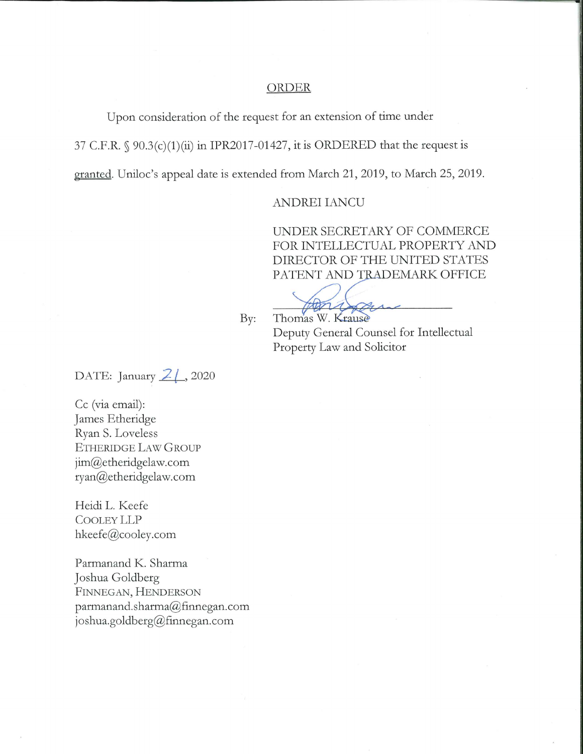## ORDER

Upon consideration of the request for an extension of time under 37 C.F.R. § 90.3(c)(1)(ii) in IPR2017-01427, it is ORDERED that the request is granted. Uniloc's appeal date is extended from March 21, 2019, to March 25, 2019.

ANDREI IANCU

UNDER SECRETARY OF COMMERCE FOR INTELLECTUAL PROPERTY AND DIRECTOR OF THE UNITED STATES PATENT AND TRADEMARK OFFICE

By: Thomas W. Krause
Deputy General Counsel for Intellectual Property Law and Solicitor

DATE: January 21, 2020

Cc (via email):
James Etheridge
Ryan S. Loveless
ETHERIDGE LAW GROUP
jim@etheridgelaw.com
ryan@etheridgelaw.com

Heidi L. Keefe
COOLEY LLP
hkeefe@cooley.com

Parmanand K. Sharma
Joshua Goldberg
FINNEGAN, HENDERSON
parmanand.sharma@finnegan.com
joshua.goldberg@finnegan.com